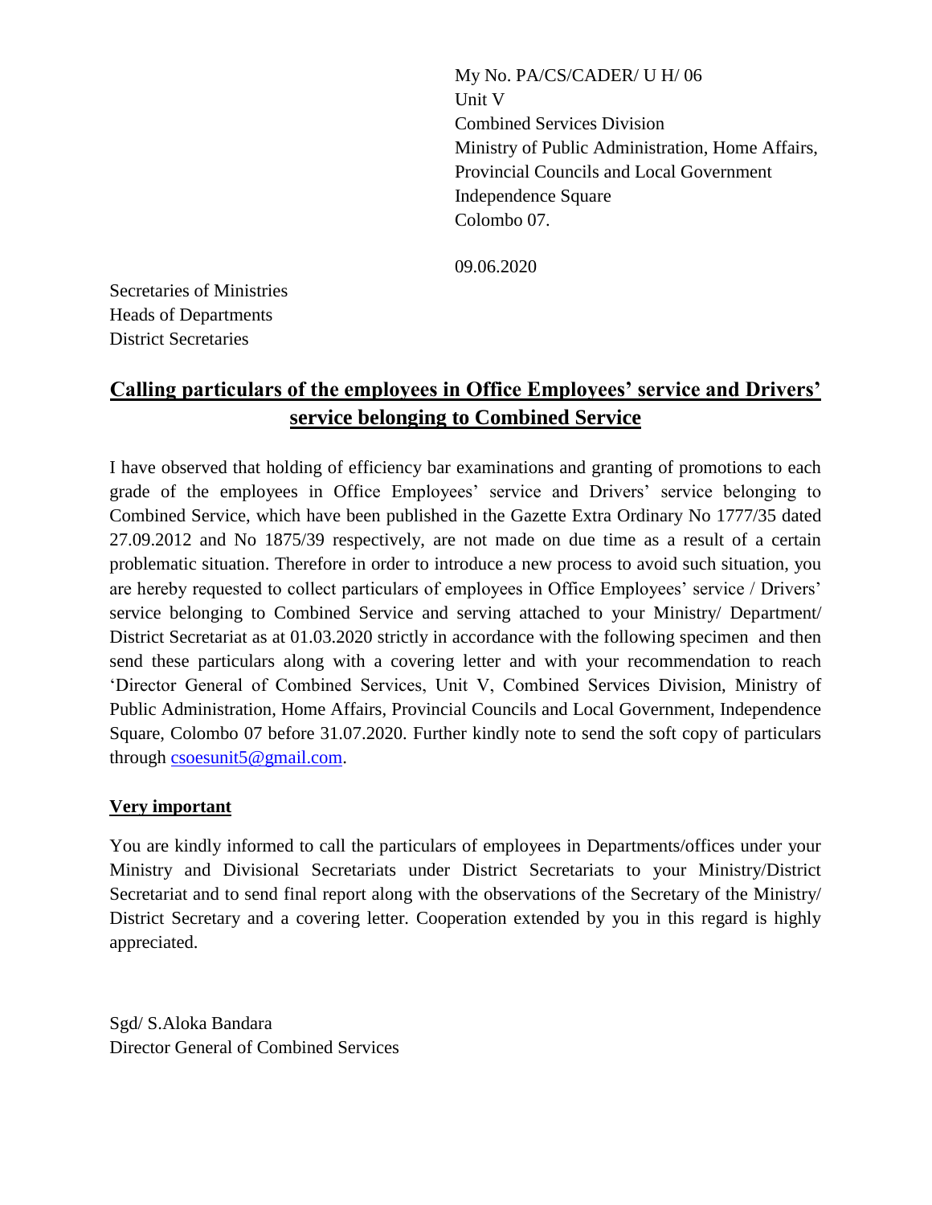My No. PA/CS/CADER/ U H/ 06
Unit V
Combined Services Division
Ministry of Public Administration, Home Affairs,
Provincial Councils and Local Government
Independence Square
Colombo 07.

09.06.2020

Secretaries of Ministries
Heads of Departments
District Secretaries

## **Calling particulars of the employees in Office Employees' service and Drivers' service belonging to Combined Service**

I have observed that holding of efficiency bar examinations and granting of promotions to each grade of the employees in Office Employees' service and Drivers' service belonging to Combined Service, which have been published in the Gazette Extra Ordinary No 1777/35 dated 27.09.2012 and No 1875/39 respectively, are not made on due time as a result of a certain problematic situation. Therefore in order to introduce a new process to avoid such situation, you are hereby requested to collect particulars of employees in Office Employees' service / Drivers' service belonging to Combined Service and serving attached to your Ministry/ Department/ District Secretariat as at 01.03.2020 strictly in accordance with the following specimen and then send these particulars along with a covering letter and with your recommendation to reach 'Director General of Combined Services, Unit V, Combined Services Division, Ministry of Public Administration, Home Affairs, Provincial Councils and Local Government, Independence Square, Colombo 07 before 31.07.2020. Further kindly note to send the soft copy of particulars through csoesunit5@gmail.com.

**Very important**

You are kindly informed to call the particulars of employees in Departments/offices under your Ministry and Divisional Secretariats under District Secretariats to your Ministry/District Secretariat and to send final report along with the observations of the Secretary of the Ministry/ District Secretary and a covering letter. Cooperation extended by you in this regard is highly appreciated.

Sgd/ S.Aloka Bandara
Director General of Combined Services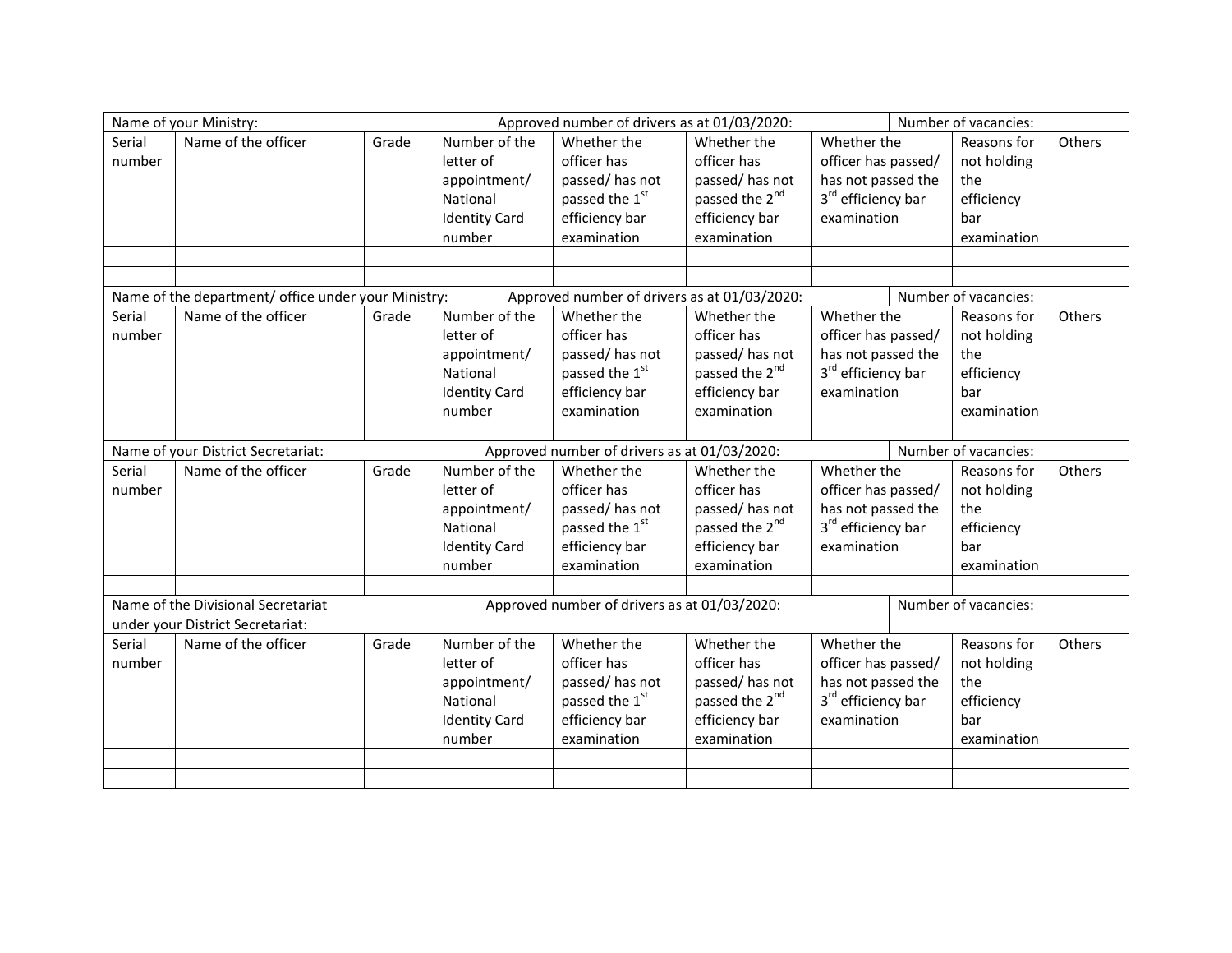| Name of your Ministry: | | | | Approved number of drivers as at 01/03/2020: | | | Number of vacancies: | |
|---|---|---|---|---|---|---|---|---|
| Serial number | Name of the officer | Grade | Number of the letter of appointment/ National Identity Card number | Whether the officer has passed/ has not passed the 1st efficiency bar examination | Whether the officer has passed/ has not passed the 2nd efficiency bar examination | Whether the officer has passed/ has not passed the 3rd efficiency bar examination | Reasons for not holding the efficiency bar examination | Others |
| | | | | | | | | |
| | | | | | | | | |

| Name of the department/ office under your Ministry: | | | | Approved number of drivers as at 01/03/2020: | | | Number of vacancies: | |
|---|---|---|---|---|---|---|---|---|
| Serial number | Name of the officer | Grade | Number of the letter of appointment/ National Identity Card number | Whether the officer has passed/ has not passed the 1st efficiency bar examination | Whether the officer has passed/ has not passed the 2nd efficiency bar examination | Whether the officer has passed/ has not passed the 3rd efficiency bar examination | Reasons for not holding the efficiency bar examination | Others |
| | | | | | | | | |

| Name of your District Secretariat: | | | | Approved number of drivers as at 01/03/2020: | | | Number of vacancies: | |
|---|---|---|---|---|---|---|---|---|
| Serial number | Name of the officer | Grade | Number of the letter of appointment/ National Identity Card number | Whether the officer has passed/ has not passed the 1st efficiency bar examination | Whether the officer has passed/ has not passed the 2nd efficiency bar examination | Whether the officer has passed/ has not passed the 3rd efficiency bar examination | Reasons for not holding the efficiency bar examination | Others |
| | | | | | | | | |

| Name of the Divisional Secretariat under your District Secretariat: | | | | Approved number of drivers as at 01/03/2020: | | | Number of vacancies: | |
|---|---|---|---|---|---|---|---|---|
| Serial number | Name of the officer | Grade | Number of the letter of appointment/ National Identity Card number | Whether the officer has passed/ has not passed the 1st efficiency bar examination | Whether the officer has passed/ has not passed the 2nd efficiency bar examination | Whether the officer has passed/ has not passed the 3rd efficiency bar examination | Reasons for not holding the efficiency bar examination | Others |
| | | | | | | | | |
| | | | | | | | | |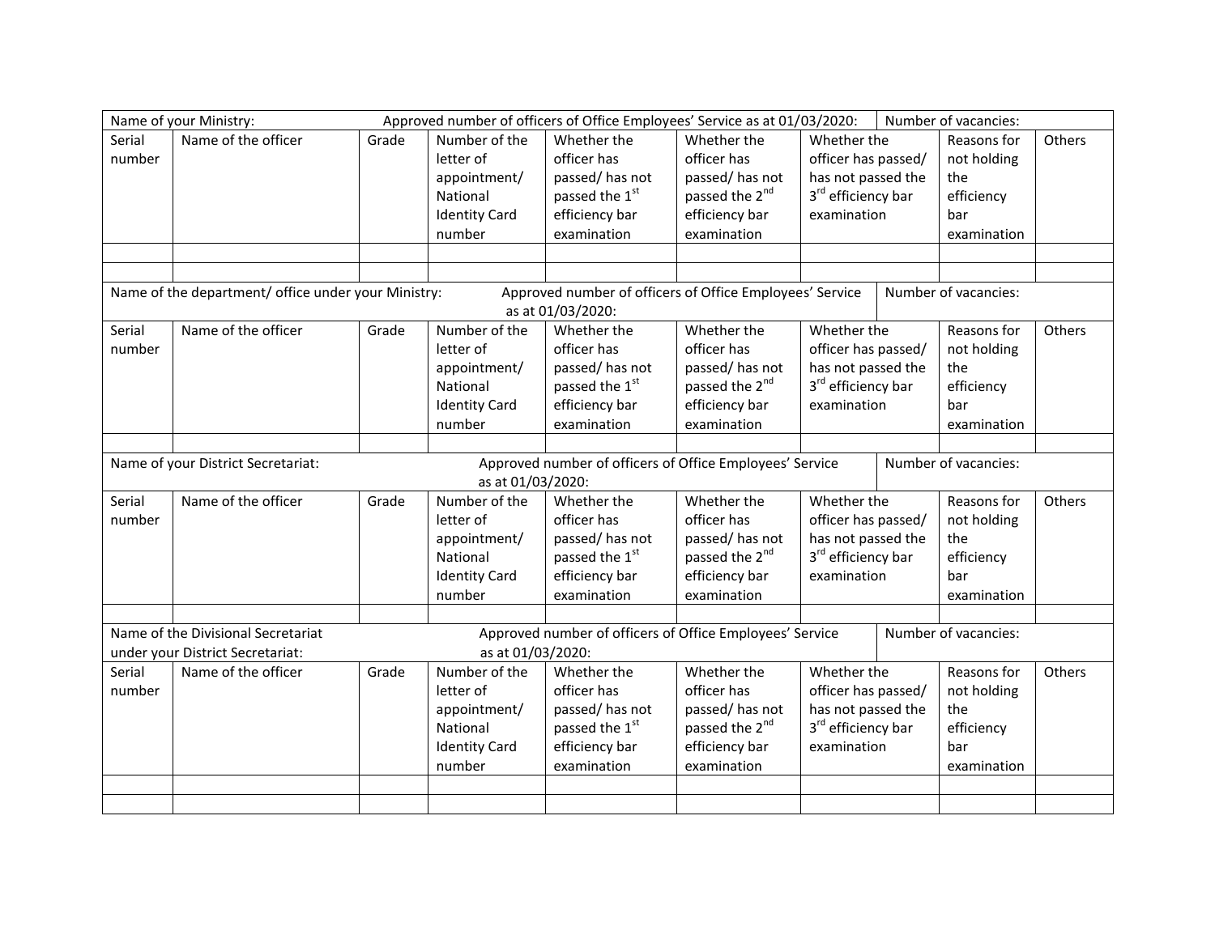| Name of your Ministry: | | | Approved number of officers of Office Employees' Service as at 01/03/2020: | | | | Number of vacancies: | |
|---|---|---|---|---|---|---|---|---|
| Serial number | Name of the officer | Grade | Number of the letter of appointment/ National Identity Card number | Whether the officer has passed/ has not passed the 1st efficiency bar examination | Whether the officer has passed/ has not passed the 2nd efficiency bar examination | Whether the officer has passed/ has not passed the 3rd efficiency bar examination | Reasons for not holding the efficiency bar examination | Others |
| | | | | | | | | |
| | | | | | | | | |

| Name of the department/ office under your Ministry: | | | Approved number of officers of Office Employees' Service as at 01/03/2020: | | | | Number of vacancies: | |
|---|---|---|---|---|---|---|---|---|
| Serial number | Name of the officer | Grade | Number of the letter of appointment/ National Identity Card number | Whether the officer has passed/ has not passed the 1st efficiency bar examination | Whether the officer has passed/ has not passed the 2nd efficiency bar examination | Whether the officer has passed/ has not passed the 3rd efficiency bar examination | Reasons for not holding the efficiency bar examination | Others |
| | | | | | | | | |

| Name of your District Secretariat: | | | Approved number of officers of Office Employees' Service as at 01/03/2020: | | | | Number of vacancies: | |
|---|---|---|---|---|---|---|---|---|
| Serial number | Name of the officer | Grade | Number of the letter of appointment/ National Identity Card number | Whether the officer has passed/ has not passed the 1st efficiency bar examination | Whether the officer has passed/ has not passed the 2nd efficiency bar examination | Whether the officer has passed/ has not passed the 3rd efficiency bar examination | Reasons for not holding the efficiency bar examination | Others |
| | | | | | | | | |

| Name of the Divisional Secretariat under your District Secretariat: | | | Approved number of officers of Office Employees' Service as at 01/03/2020: | | | | Number of vacancies: | |
|---|---|---|---|---|---|---|---|---|
| Serial number | Name of the officer | Grade | Number of the letter of appointment/ National Identity Card number | Whether the officer has passed/ has not passed the 1st efficiency bar examination | Whether the officer has passed/ has not passed the 2nd efficiency bar examination | Whether the officer has passed/ has not passed the 3rd efficiency bar examination | Reasons for not holding the efficiency bar examination | Others |
| | | | | | | | | |
| | | | | | | | | |